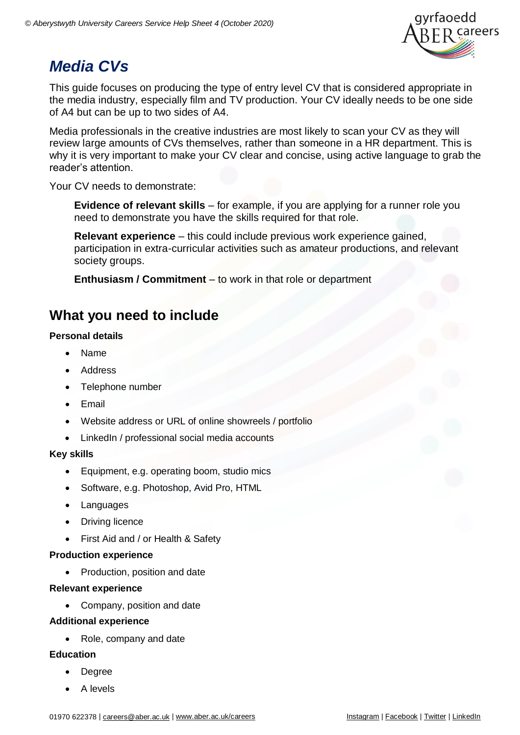# *Media CVs*

This guide focuses on producing the type of entry level CV that is considered appropriate in the media industry, especially film and TV production. Your CV ideally needs to be one side of A4 but can be up to two sides of A4.

Media professionals in the creative industries are most likely to scan your CV as they will review large amounts of CVs themselves, rather than someone in a HR department. This is why it is very important to make your CV clear and concise, using active language to grab the reader's attention.

Your CV needs to demonstrate:

> **Evidence of relevant skills** – for example, if you are applying for a runner role you need to demonstrate you have the skills required for that role.
>
> **Relevant experience** – this could include previous work experience gained, participation in extra-curricular activities such as amateur productions, and relevant society groups.
>
> **Enthusiasm / Commitment** – to work in that role or department

## What you need to include

**Personal details**

- Name
- Address
- Telephone number
- Email
- Website address or URL of online showreels / portfolio
- LinkedIn / professional social media accounts

**Key skills**

- Equipment, e.g. operating boom, studio mics
- Software, e.g. Photoshop, Avid Pro, HTML
- Languages
- Driving licence
- First Aid and / or Health & Safety

**Production experience**

- Production, position and date

**Relevant experience**

- Company, position and date

**Additional experience**

- Role, company and date

**Education**

- Degree
- A levels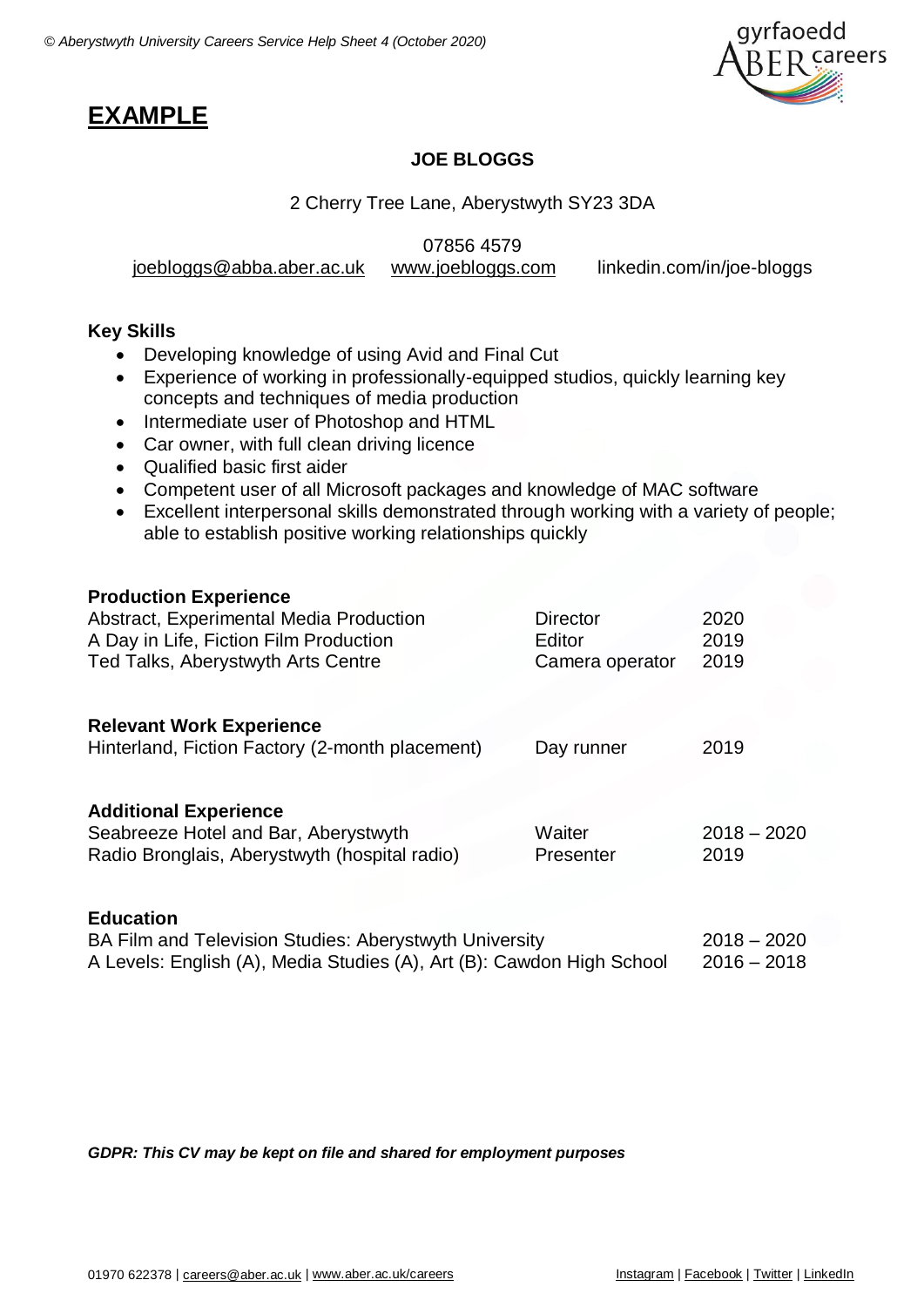# EXAMPLE

**JOE BLOGGS**

2 Cherry Tree Lane, Aberystwyth SY23 3DA

07856 4579

joebloggs@abba.aber.ac.uk www.joebloggs.com linkedin.com/in/joe-bloggs

**Key Skills**

- Developing knowledge of using Avid and Final Cut
- Experience of working in professionally-equipped studios, quickly learning key concepts and techniques of media production
- Intermediate user of Photoshop and HTML
- Car owner, with full clean driving licence
- Qualified basic first aider
- Competent user of all Microsoft packages and knowledge of MAC software
- Excellent interpersonal skills demonstrated through working with a variety of people; able to establish positive working relationships quickly

**Production Experience**

| | | |
|---|---|---|
| Abstract, Experimental Media Production | Director | 2020 |
| A Day in Life, Fiction Film Production | Editor | 2019 |
| Ted Talks, Aberystwyth Arts Centre | Camera operator | 2019 |

**Relevant Work Experience**

| | | |
|---|---|---|
| Hinterland, Fiction Factory (2-month placement) | Day runner | 2019 |

**Additional Experience**

| | | |
|---|---|---|
| Seabreeze Hotel and Bar, Aberystwyth | Waiter | 2018 – 2020 |
| Radio Bronglais, Aberystwyth (hospital radio) | Presenter | 2019 |

**Education**

| | |
|---|---|
| BA Film and Television Studies: Aberystwyth University | 2018 – 2020 |
| A Levels: English (A), Media Studies (A), Art (B): Cawdon High School | 2016 – 2018 |

***GDPR: This CV may be kept on file and shared for employment purposes***